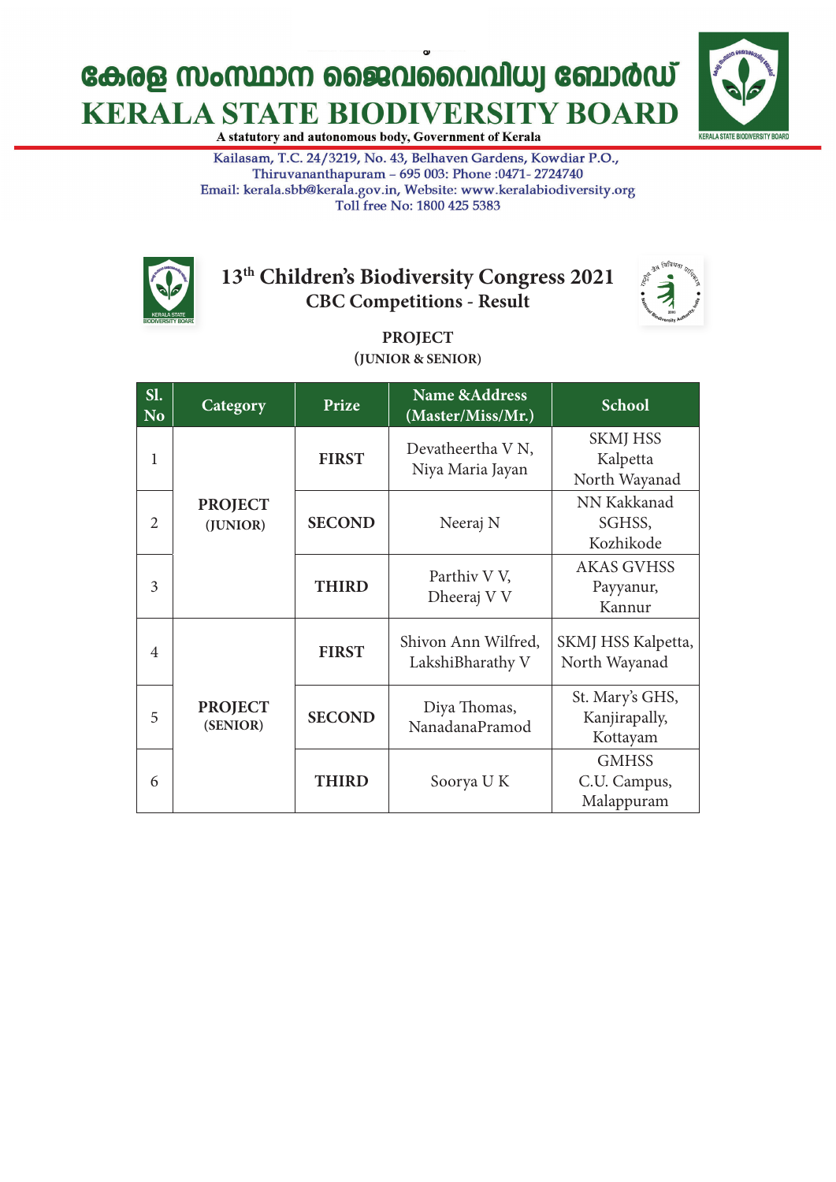# കേരള സംസ്ഥാന ജൈവവൈവിധ്യ ബോർഡ്
# KERALA STATE BIODIVERSITY BOARD

**A statutory and autonomous body, Government of Kerala**

Kailasam, T.C. 24/3219, No. 43, Belhaven Gardens, Kowdiar P.O.,
Thiruvananthapuram – 695 003: Phone :0471- 2724740
Email: kerala.sbb@kerala.gov.in, Website: www.keralabiodiversity.org
Toll free No: 1800 425 5383

## 13th Children's Biodiversity Congress 2021
### CBC Competitions - Result

**PROJECT**
**(JUNIOR & SENIOR)**

| Sl. No | Category | Prize | Name &Address (Master/Miss/Mr.) | School |
|---|---|---|---|---|
| 1 | **PROJECT (JUNIOR)** | **FIRST** | Devatheertha V N, Niya Maria Jayan | SKMJ HSS Kalpetta North Wayanad |
| 2 | | **SECOND** | Neeraj N | NN Kakkanad SGHSS, Kozhikode |
| 3 | | **THIRD** | Parthiv V V, Dheeraj V V | AKAS GVHSS Payyanur, Kannur |
| 4 | **PROJECT (SENIOR)** | **FIRST** | Shivon Ann Wilfred, LakshiBharathy V | SKMJ HSS Kalpetta, North Wayanad |
| 5 | | **SECOND** | Diya Thomas, NanadanaPramod | St. Mary's GHS, Kanjirapally, Kottayam |
| 6 | | **THIRD** | Soorya U K | GMHSS C.U. Campus, Malappuram |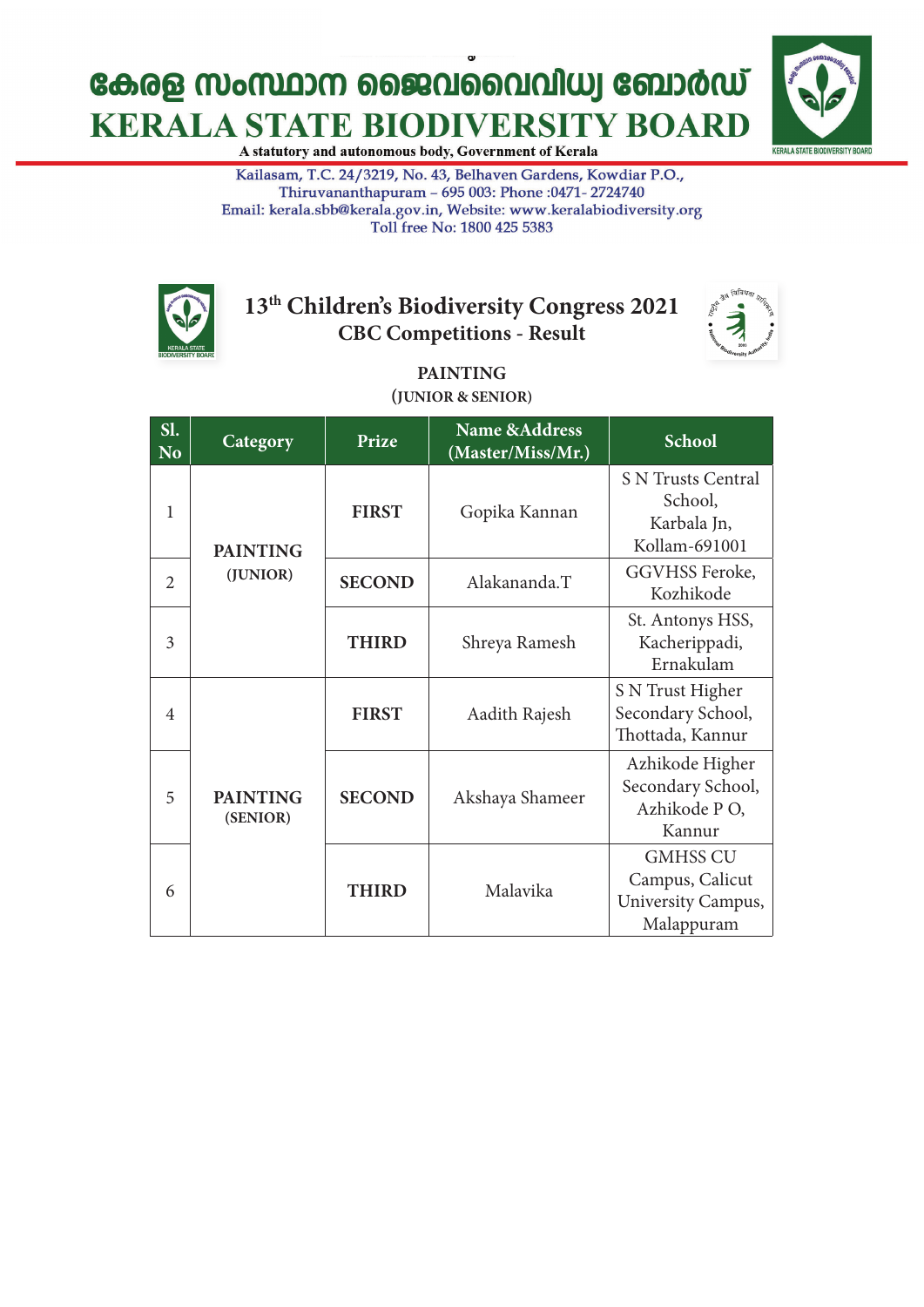# കേരള സംസ്ഥാന ജൈവവൈവിധ്യ ബോർഡ്
# KERALA STATE BIODIVERSITY BOARD

A statutory and autonomous body, Government of Kerala

Kailasam, T.C. 24/3219, No. 43, Belhaven Gardens, Kowdiar P.O.,
Thiruvananthapuram – 695 003: Phone :0471- 2724740
Email: kerala.sbb@kerala.gov.in, Website: www.keralabiodiversity.org
Toll free No: 1800 425 5383

## 13th Children's Biodiversity Congress 2021
### CBC Competitions - Result

**PAINTING**
**(JUNIOR & SENIOR)**

| Sl. No | Category | Prize | Name &Address (Master/Miss/Mr.) | School |
|---|---|---|---|---|
| 1 | PAINTING (JUNIOR) | FIRST | Gopika Kannan | S N Trusts Central School, Karbala Jn, Kollam-691001 |
| 2 | | SECOND | Alakananda.T | GGVHSS Feroke, Kozhikode |
| 3 | | THIRD | Shreya Ramesh | St. Antonys HSS, Kacherippadi, Ernakulam |
| 4 | PAINTING (SENIOR) | FIRST | Aadith Rajesh | S N Trust Higher Secondary School, Thottada, Kannur |
| 5 | | SECOND | Akshaya Shameer | Azhikode Higher Secondary School, Azhikode P O, Kannur |
| 6 | | THIRD | Malavika | GMHSS CU Campus, Calicut University Campus, Malappuram |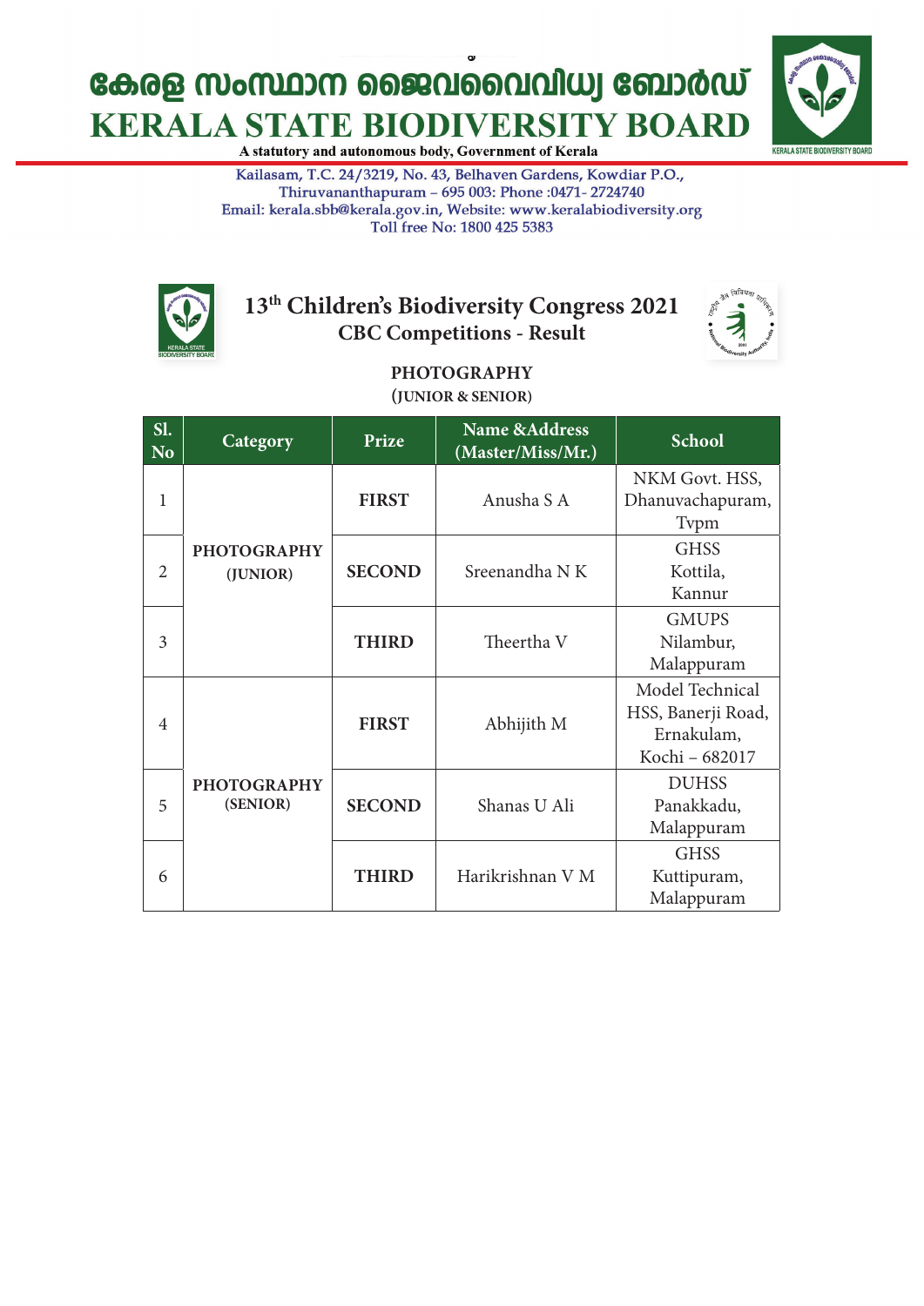# കേരള സംസ്ഥാന ജൈവവൈവിധ്യ ബോർഡ്
# KERALA STATE BIODIVERSITY BOARD

A statutory and autonomous body, Government of Kerala

Kailasam, T.C. 24/3219, No. 43, Belhaven Gardens, Kowdiar P.O.,
Thiruvananthapuram – 695 003: Phone :0471- 2724740
Email: kerala.sbb@kerala.gov.in, Website: www.keralabiodiversity.org
Toll free No: 1800 425 5383

## 13th Children's Biodiversity Congress 2021
### CBC Competitions - Result

**PHOTOGRAPHY**
**(JUNIOR & SENIOR)**

| Sl. No | Category | Prize | Name &Address (Master/Miss/Mr.) | School |
|---|---|---|---|---|
| 1 | PHOTOGRAPHY (JUNIOR) | FIRST | Anusha S A | NKM Govt. HSS, Dhanuvachapuram, Tvpm |
| 2 | | SECOND | Sreenandha N K | GHSS Kottila, Kannur |
| 3 | | THIRD | Theertha V | GMUPS Nilambur, Malappuram |
| 4 | PHOTOGRAPHY (SENIOR) | FIRST | Abhijith M | Model Technical HSS, Banerji Road, Ernakulam, Kochi – 682017 |
| 5 | | SECOND | Shanas U Ali | DUHSS Panakkadu, Malappuram |
| 6 | | THIRD | Harikrishnan V M | GHSS Kuttipuram, Malappuram |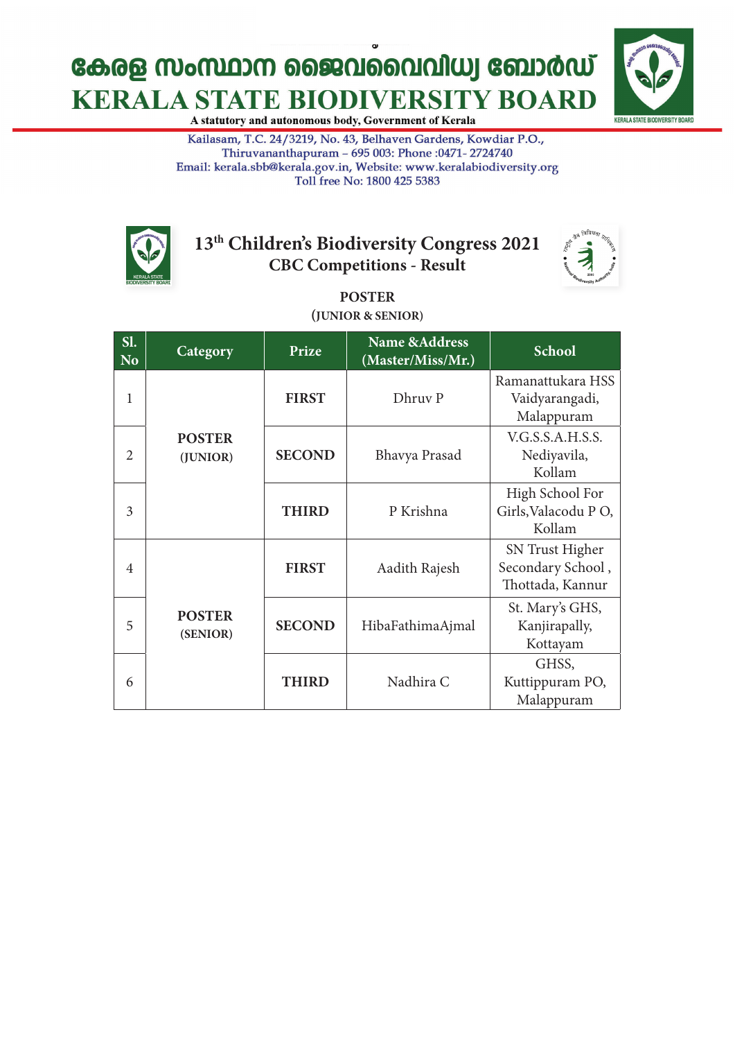# കേരള സംസ്ഥാന ജൈവവൈവിധ്യ ബോർഡ്
# KERALA STATE BIODIVERSITY BOARD

A statutory and autonomous body, Government of Kerala

Kailasam, T.C. 24/3219, No. 43, Belhaven Gardens, Kowdiar P.O.,
Thiruvananthapuram – 695 003: Phone :0471- 2724740
Email: kerala.sbb@kerala.gov.in, Website: www.keralabiodiversity.org
Toll free No: 1800 425 5383

## 13th Children's Biodiversity Congress 2021
### CBC Competitions - Result

**POSTER**
**(JUNIOR & SENIOR)**

| Sl. No | Category | Prize | Name &Address (Master/Miss/Mr.) | School |
|---|---|---|---|---|
| 1 | **POSTER (JUNIOR)** | **FIRST** | Dhruv P | Ramanattukara HSS Vaidyarangadi, Malappuram |
| 2 | | **SECOND** | Bhavya Prasad | V.G.S.S.A.H.S.S. Nediyavila, Kollam |
| 3 | | **THIRD** | P Krishna | High School For Girls,Valacodu P O, Kollam |
| 4 | **POSTER (SENIOR)** | **FIRST** | Aadith Rajesh | SN Trust Higher Secondary School , Thottada, Kannur |
| 5 | | **SECOND** | HibaFathimaAjmal | St. Mary's GHS, Kanjirapally, Kottayam |
| 6 | | **THIRD** | Nadhira C | GHSS, Kuttippuram PO, Malappuram |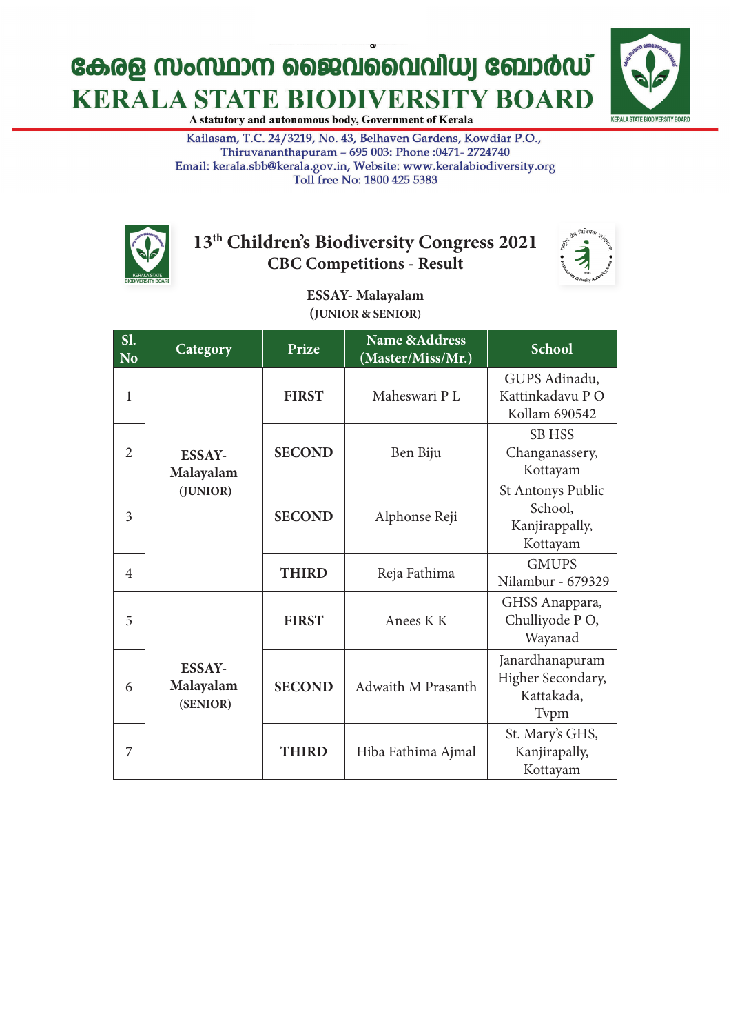# കേരള സംസ്ഥാന ജൈവവൈവിധ്യ ബോർഡ്

# KERALA STATE BIODIVERSITY BOARD

A statutory and autonomous body, Government of Kerala

Kailasam, T.C. 24/3219, No. 43, Belhaven Gardens, Kowdiar P.O.,
Thiruvananthapuram – 695 003: Phone :0471- 2724740
Email: kerala.sbb@kerala.gov.in, Website: www.keralabiodiversity.org
Toll free No: 1800 425 5383

## 13th Children's Biodiversity Congress 2021

### CBC Competitions - Result

**ESSAY- Malayalam**
**(JUNIOR & SENIOR)**

| Sl. No | Category | Prize | Name &Address (Master/Miss/Mr.) | School |
|---|---|---|---|---|
| 1 | ESSAY- Malayalam (JUNIOR) | FIRST | Maheswari P L | GUPS Adinadu, Kattinkadavu P O Kollam 690542 |
| 2 | | SECOND | Ben Biju | SB HSS Changanassery, Kottayam |
| 3 | | SECOND | Alphonse Reji | St Antonys Public School, Kanjirappally, Kottayam |
| 4 | | THIRD | Reja Fathima | GMUPS Nilambur - 679329 |
| 5 | ESSAY- Malayalam (SENIOR) | FIRST | Anees K K | GHSS Anappara, Chulliyode P O, Wayanad |
| 6 | | SECOND | Adwaith M Prasanth | Janardhanapuram Higher Secondary, Kattakada, Tvpm |
| 7 | | THIRD | Hiba Fathima Ajmal | St. Mary's GHS, Kanjirapally, Kottayam |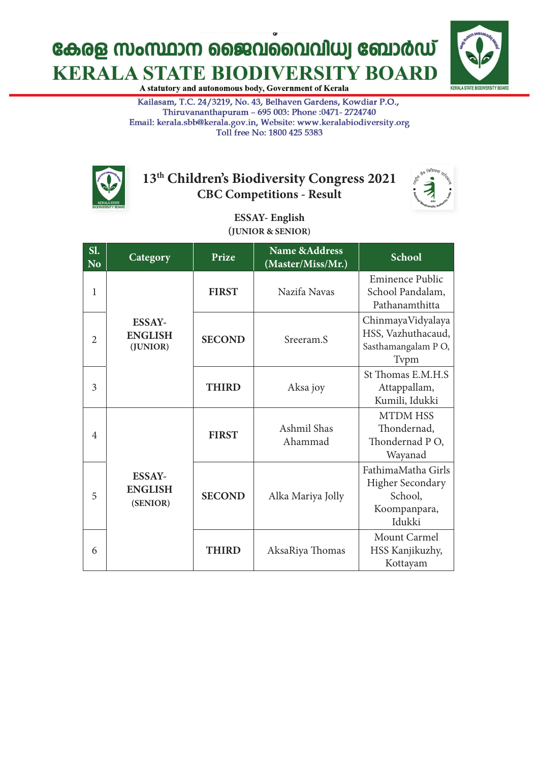# കേരള സംസ്ഥാന ജൈവവൈവിധ്യ ബോർഡ്
# KERALA STATE BIODIVERSITY BOARD

**A statutory and autonomous body, Government of Kerala**

Kailasam, T.C. 24/3219, No. 43, Belhaven Gardens, Kowdiar P.O.,
Thiruvananthapuram – 695 003: Phone :0471- 2724740
Email: kerala.sbb@kerala.gov.in, Website: www.keralabiodiversity.org
Toll free No: 1800 425 5383

## 13th Children's Biodiversity Congress 2021
### CBC Competitions - Result

**ESSAY- English**
**(JUNIOR & SENIOR)**

| Sl. No | Category | Prize | Name &Address (Master/Miss/Mr.) | School |
|---|---|---|---|---|
| 1 | ESSAY-ENGLISH (JUNIOR) | FIRST | Nazifa Navas | Eminence Public School Pandalam, Pathanamthitta |
| 2 | | SECOND | Sreeram.S | ChinmayaVidyalaya HSS, Vazhuthacaud, Sasthamangalam P O, Tvpm |
| 3 | | THIRD | Aksa joy | St Thomas E.M.H.S Attappallam, Kumili, Idukki |
| 4 | ESSAY-ENGLISH (SENIOR) | FIRST | Ashmil Shas Ahammad | MTDM HSS Thondernad, Thondernad P O, Wayanad |
| 5 | | SECOND | Alka Mariya Jolly | FathimaMatha Girls Higher Secondary School, Koompanpara, Idukki |
| 6 | | THIRD | AksaRiya Thomas | Mount Carmel HSS Kanjikuzhy, Kottayam |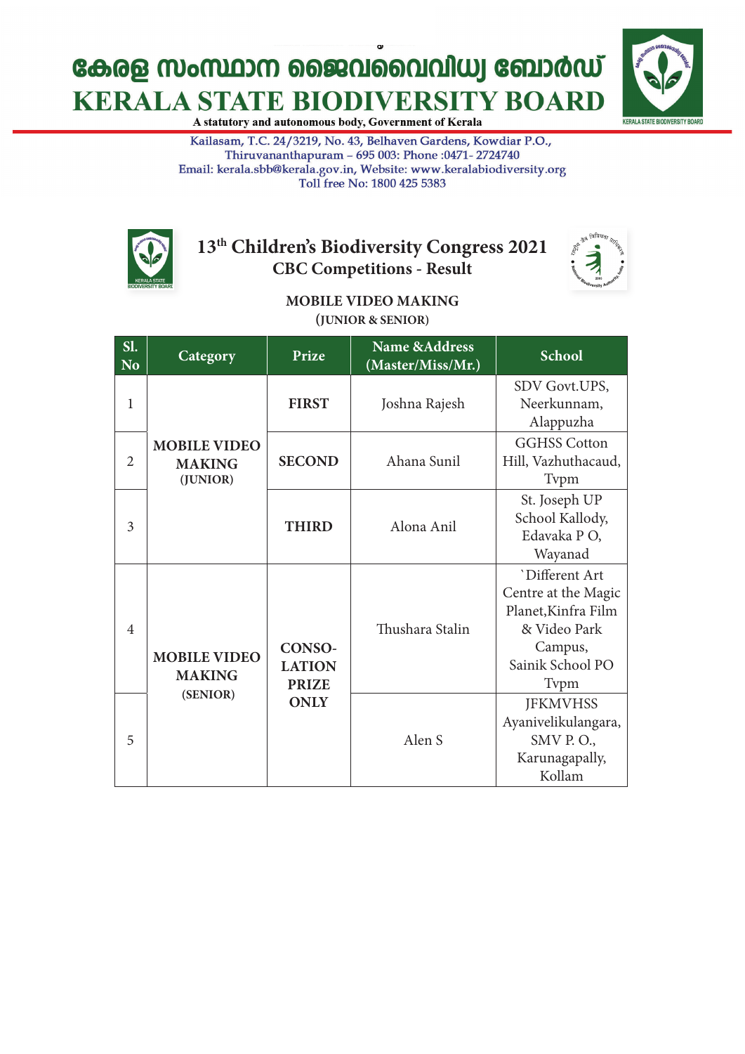# കേരള സംസ്ഥാന ജൈവവൈവിധ്യ ബോർഡ്
# KERALA STATE BIODIVERSITY BOARD

A statutory and autonomous body, Government of Kerala

Kailasam, T.C. 24/3219, No. 43, Belhaven Gardens, Kowdiar P.O.,
Thiruvananthapuram – 695 003: Phone :0471- 2724740
Email: kerala.sbb@kerala.gov.in, Website: www.keralabiodiversity.org
Toll free No: 1800 425 5383

## 13th Children's Biodiversity Congress 2021
## CBC Competitions - Result

### MOBILE VIDEO MAKING
**(JUNIOR & SENIOR)**

| Sl. No | Category | Prize | Name &Address (Master/Miss/Mr.) | School |
|---|---|---|---|---|
| 1 | MOBILE VIDEO MAKING (JUNIOR) | FIRST | Joshna Rajesh | SDV Govt.UPS, Neerkunnam, Alappuzha |
| 2 | | SECOND | Ahana Sunil | GGHSS Cotton Hill, Vazhuthacaud, Tvpm |
| 3 | | THIRD | Alona Anil | St. Joseph UP School Kallody, Edavaka P O, Wayanad |
| 4 | MOBILE VIDEO MAKING (SENIOR) | CONSO-LATION PRIZE ONLY | Thushara Stalin | `Different Art Centre at the Magic Planet,Kinfra Film & Video Park Campus, Sainik School PO Tvpm |
| 5 | | | Alen S | JFKMVHSS Ayanivelikulangara, SMV P. O., Karunagapally, Kollam |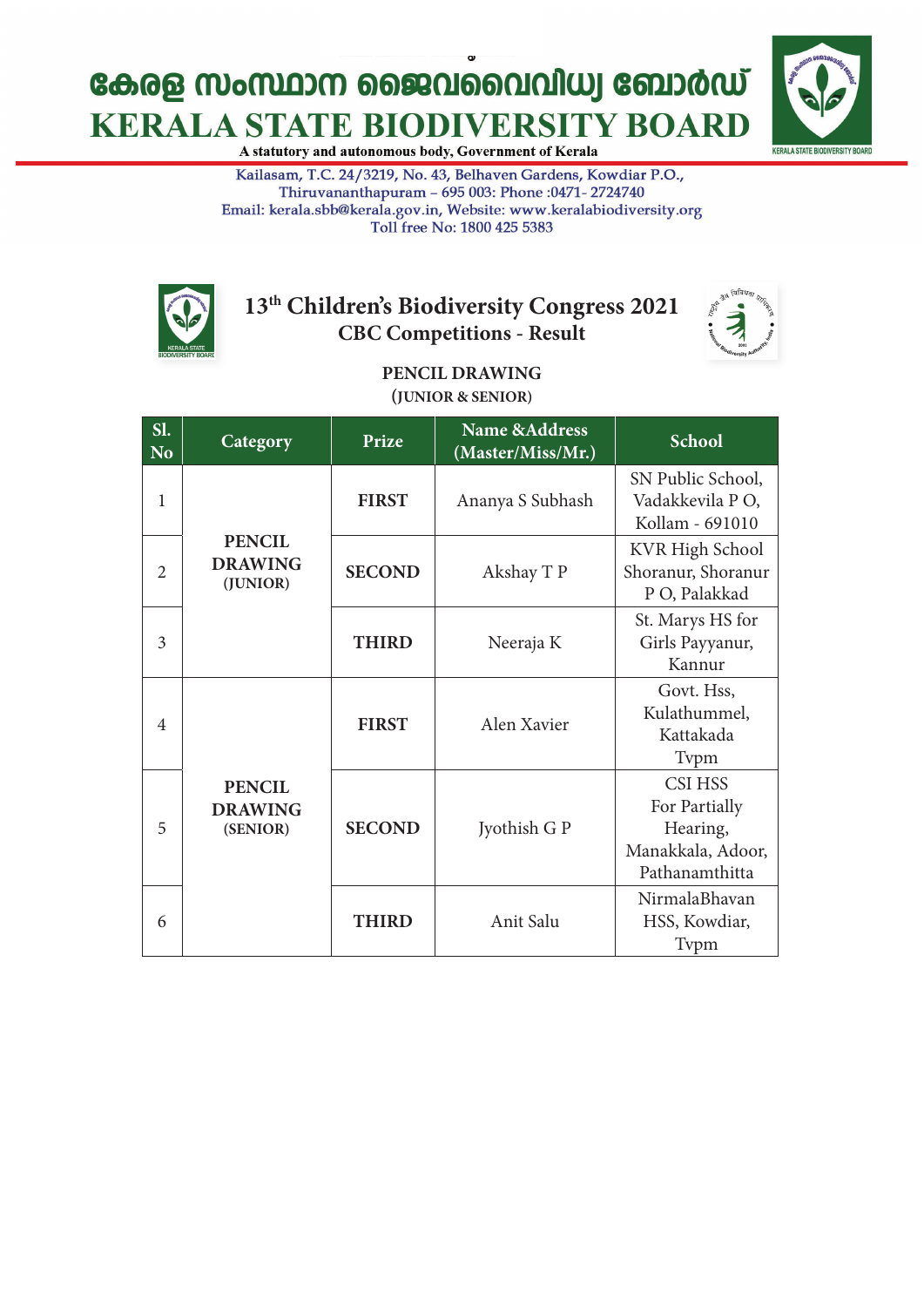# കേരള സംസ്ഥാന ജൈവവൈവിധ്യ ബോർഡ്
# KERALA STATE BIODIVERSITY BOARD

A statutory and autonomous body, Government of Kerala

Kailasam, T.C. 24/3219, No. 43, Belhaven Gardens, Kowdiar P.O.,
Thiruvananthapuram – 695 003: Phone :0471- 2724740
Email: kerala.sbb@kerala.gov.in, Website: www.keralabiodiversity.org
Toll free No: 1800 425 5383

## 13th Children's Biodiversity Congress 2021
### CBC Competitions - Result

**PENCIL DRAWING**
**(JUNIOR & SENIOR)**

| Sl. No | Category | Prize | Name &Address (Master/Miss/Mr.) | School |
|---|---|---|---|---|
| 1 | PENCIL DRAWING (JUNIOR) | FIRST | Ananya S Subhash | SN Public School, Vadakkevila P O, Kollam - 691010 |
| 2 | | SECOND | Akshay T P | KVR High School Shoranur, Shoranur P O, Palakkad |
| 3 | | THIRD | Neeraja K | St. Marys HS for Girls Payyanur, Kannur |
| 4 | PENCIL DRAWING (SENIOR) | FIRST | Alen Xavier | Govt. Hss, Kulathummel, Kattakada Tvpm |
| 5 | | SECOND | Jyothish G P | CSI HSS For Partially Hearing, Manakkala, Adoor, Pathanamthitta |
| 6 | | THIRD | Anit Salu | NirmalaBhavan HSS, Kowdiar, Tvpm |